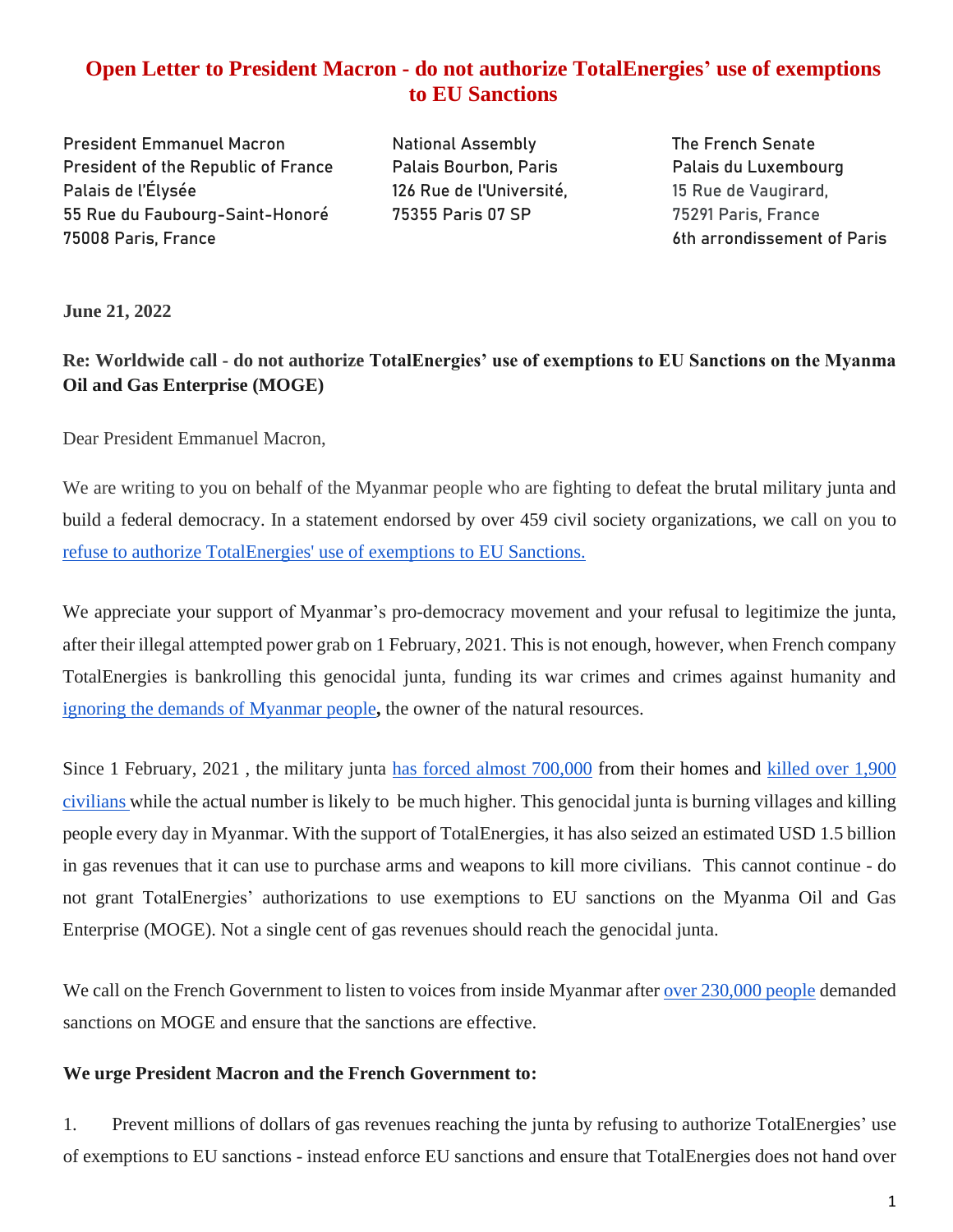# Open Letter to President Macron - do not authorize TotalEnergies' use of exemptions to EU Sanctions

President Emmanuel Macron
President of the Republic of France
Palais de l'Élysée
55 Rue du Faubourg-Saint-Honoré
75008 Paris, France

National Assembly
Palais Bourbon, Paris
126 Rue de l'Université,
75355 Paris 07 SP

The French Senate
Palais du Luxembourg
15 Rue de Vaugirard,
75291 Paris, France
6th arrondissement of Paris

**June 21, 2022**

**Re: Worldwide call - do not authorize TotalEnergies' use of exemptions to EU Sanctions on the Myanma Oil and Gas Enterprise (MOGE)**

Dear President Emmanuel Macron,

We are writing to you on behalf of the Myanmar people who are fighting to defeat the brutal military junta and build a federal democracy. In a statement endorsed by over 459 civil society organizations, we call on you to refuse to authorize TotalEnergies' use of exemptions to EU Sanctions.

We appreciate your support of Myanmar's pro-democracy movement and your refusal to legitimize the junta, after their illegal attempted power grab on 1 February, 2021. This is not enough, however, when French company TotalEnergies is bankrolling this genocidal junta, funding its war crimes and crimes against humanity and ignoring the demands of Myanmar people**,** the owner of the natural resources.

Since 1 February, 2021 , the military junta has forced almost 700,000 from their homes and killed over 1,900 civilians while the actual number is likely to be much higher. This genocidal junta is burning villages and killing people every day in Myanmar. With the support of TotalEnergies, it has also seized an estimated USD 1.5 billion in gas revenues that it can use to purchase arms and weapons to kill more civilians. This cannot continue - do not grant TotalEnergies' authorizations to use exemptions to EU sanctions on the Myanma Oil and Gas Enterprise (MOGE). Not a single cent of gas revenues should reach the genocidal junta.

We call on the French Government to listen to voices from inside Myanmar after over 230,000 people demanded sanctions on MOGE and ensure that the sanctions are effective.

**We urge President Macron and the French Government to:**

1. Prevent millions of dollars of gas revenues reaching the junta by refusing to authorize TotalEnergies' use of exemptions to EU sanctions - instead enforce EU sanctions and ensure that TotalEnergies does not hand over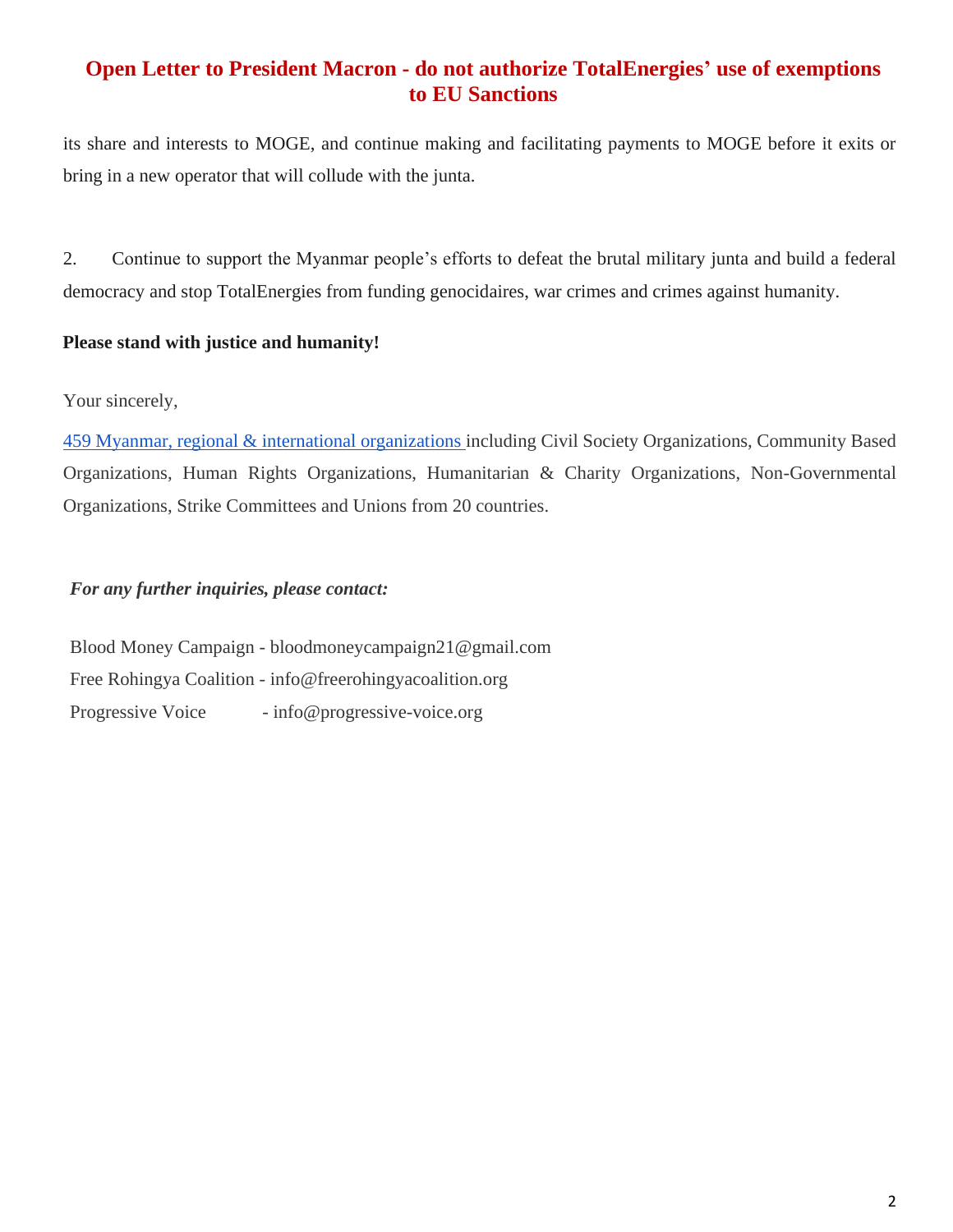# Open Letter to President Macron - do not authorize TotalEnergies' use of exemptions to EU Sanctions

its share and interests to MOGE, and continue making and facilitating payments to MOGE before it exits or bring in a new operator that will collude with the junta.

2. Continue to support the Myanmar people's efforts to defeat the brutal military junta and build a federal democracy and stop TotalEnergies from funding genocidaires, war crimes and crimes against humanity.

**Please stand with justice and humanity!**

Your sincerely,

459 Myanmar, regional & international organizations including Civil Society Organizations, Community Based Organizations, Human Rights Organizations, Humanitarian & Charity Organizations, Non-Governmental Organizations, Strike Committees and Unions from 20 countries.

***For any further inquiries, please contact:***

Blood Money Campaign - bloodmoneycampaign21@gmail.com
Free Rohingya Coalition - info@freerohingyacoalition.org
Progressive Voice - info@progressive-voice.org